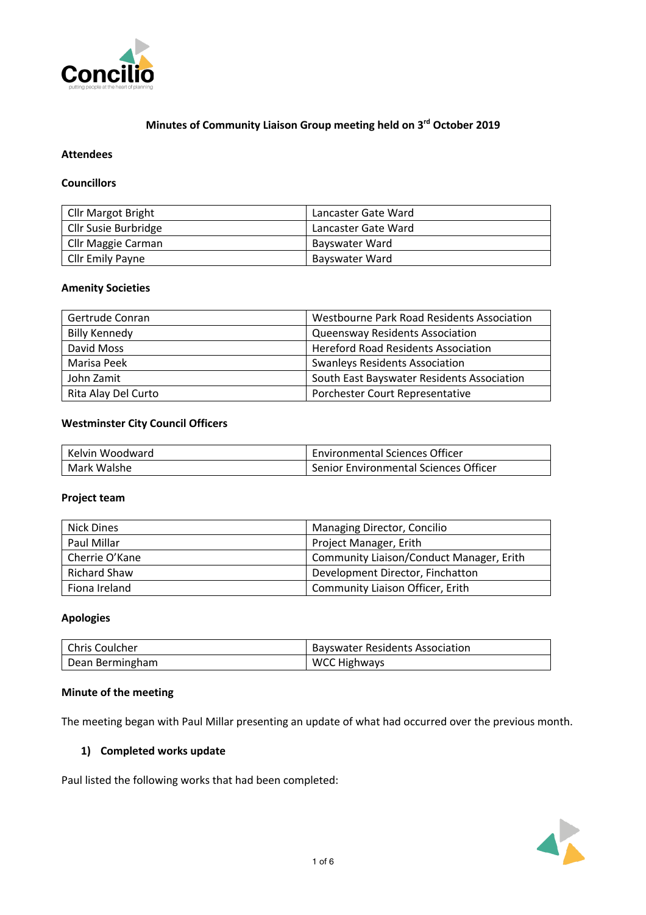# Minutes of Community Liaison Group meeting held on 3rd October 2019

## Attendees

### Councillors

| | |
|---|---|
| Cllr Margot Bright | Lancaster Gate Ward |
| Cllr Susie Burbridge | Lancaster Gate Ward |
| Cllr Maggie Carman | Bayswater Ward |
| Cllr Emily Payne | Bayswater Ward |

### Amenity Societies

| | |
|---|---|
| Gertrude Conran | Westbourne Park Road Residents Association |
| Billy Kennedy | Queensway Residents Association |
| David Moss | Hereford Road Residents Association |
| Marisa Peek | Swanleys Residents Association |
| John Zamit | South East Bayswater Residents Association |
| Rita Alay Del Curto | Porchester Court Representative |

### Westminster City Council Officers

| | |
|---|---|
| Kelvin Woodward | Environmental Sciences Officer |
| Mark Walshe | Senior Environmental Sciences Officer |

### Project team

| | |
|---|---|
| Nick Dines | Managing Director, Concilio |
| Paul Millar | Project Manager, Erith |
| Cherrie O'Kane | Community Liaison/Conduct Manager, Erith |
| Richard Shaw | Development Director, Finchatton |
| Fiona Ireland | Community Liaison Officer, Erith |

### Apologies

| | |
|---|---|
| Chris Coulcher | Bayswater Residents Association |
| Dean Bermingham | WCC Highways |

## Minute of the meeting

The meeting began with Paul Millar presenting an update of what had occurred over the previous month.

### 1) Completed works update

Paul listed the following works that had been completed: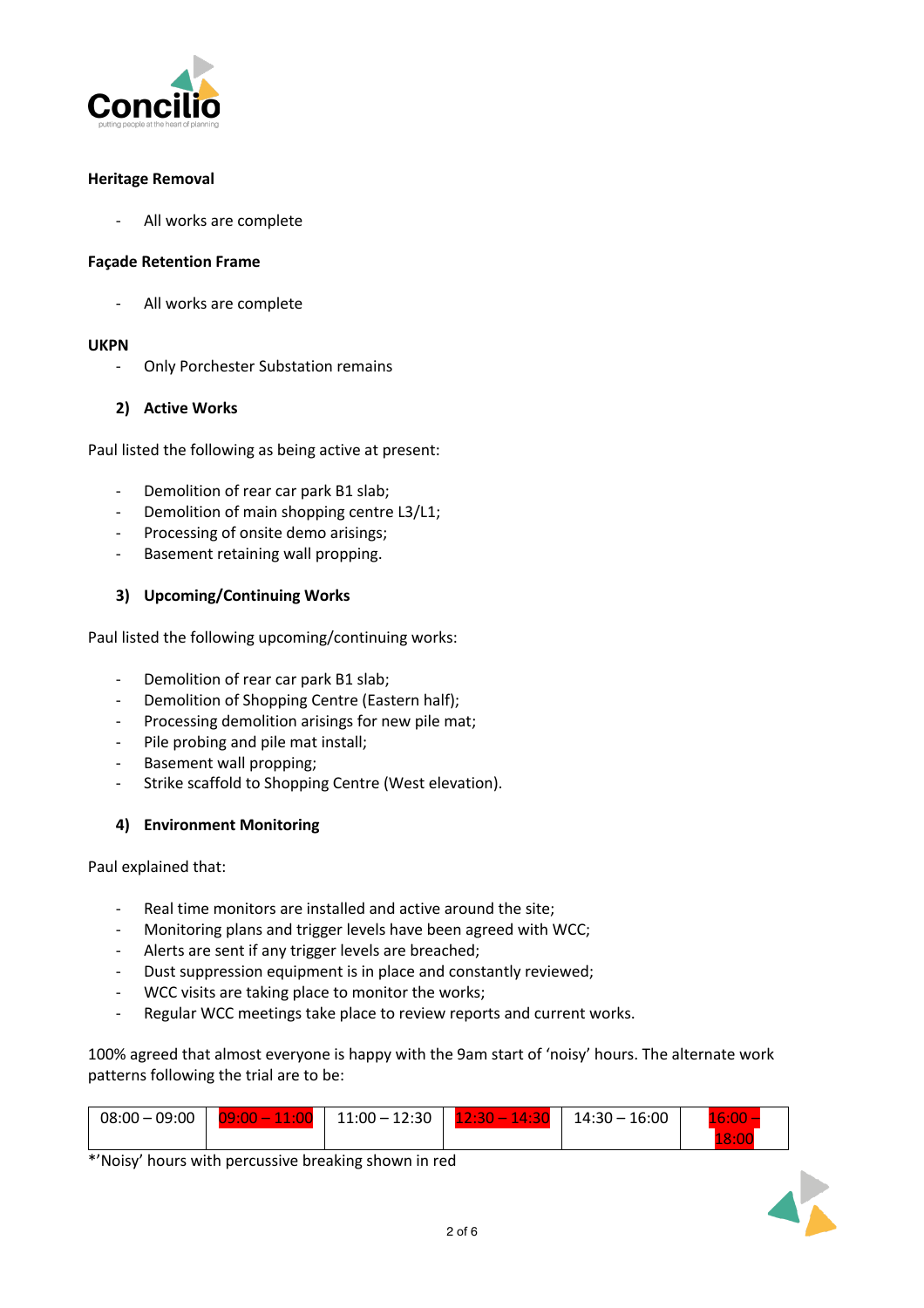**Heritage Removal**

- All works are complete

**Façade Retention Frame**

- All works are complete

**UKPN**

- Only Porchester Substation remains

**2) Active Works**

Paul listed the following as being active at present:

- Demolition of rear car park B1 slab;
- Demolition of main shopping centre L3/L1;
- Processing of onsite demo arisings;
- Basement retaining wall propping.

**3) Upcoming/Continuing Works**

Paul listed the following upcoming/continuing works:

- Demolition of rear car park B1 slab;
- Demolition of Shopping Centre (Eastern half);
- Processing demolition arisings for new pile mat;
- Pile probing and pile mat install;
- Basement wall propping;
- Strike scaffold to Shopping Centre (West elevation).

**4) Environment Monitoring**

Paul explained that:

- Real time monitors are installed and active around the site;
- Monitoring plans and trigger levels have been agreed with WCC;
- Alerts are sent if any trigger levels are breached;
- Dust suppression equipment is in place and constantly reviewed;
- WCC visits are taking place to monitor the works;
- Regular WCC meetings take place to review reports and current works.

100% agreed that almost everyone is happy with the 9am start of 'noisy' hours. The alternate work patterns following the trial are to be:

| 08:00 – 09:00 | 09:00 – 11:00 | 11:00 – 12:30 | 12:30 – 14:30 | 14:30 – 16:00 | 16:00 – 18:00 |
|---|---|---|---|---|---|

*'Noisy' hours with percussive breaking shown in red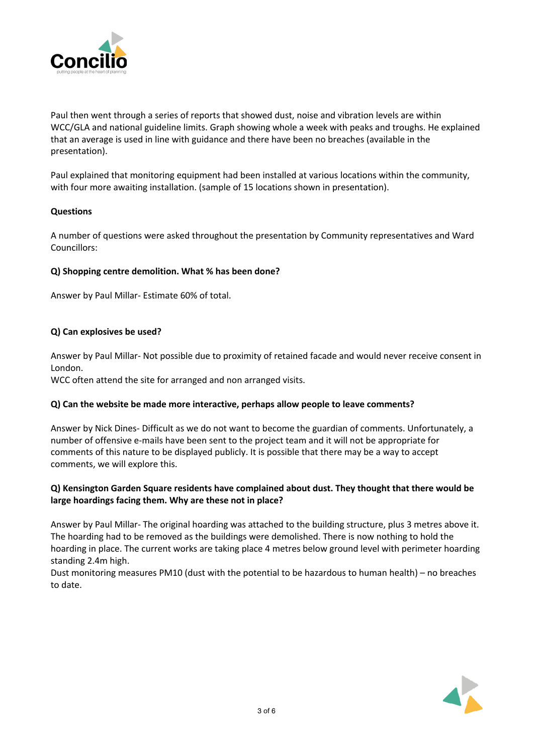Paul then went through a series of reports that showed dust, noise and vibration levels are within WCC/GLA and national guideline limits. Graph showing whole a week with peaks and troughs. He explained that an average is used in line with guidance and there have been no breaches (available in the presentation).

Paul explained that monitoring equipment had been installed at various locations within the community, with four more awaiting installation. (sample of 15 locations shown in presentation).

**Questions**

A number of questions were asked throughout the presentation by Community representatives and Ward Councillors:

**Q) Shopping centre demolition. What % has been done?**

Answer by Paul Millar- Estimate 60% of total.

**Q) Can explosives be used?**

Answer by Paul Millar- Not possible due to proximity of retained facade and would never receive consent in London.
WCC often attend the site for arranged and non arranged visits.

**Q) Can the website be made more interactive, perhaps allow people to leave comments?**

Answer by Nick Dines- Difficult as we do not want to become the guardian of comments. Unfortunately, a number of offensive e-mails have been sent to the project team and it will not be appropriate for comments of this nature to be displayed publicly. It is possible that there may be a way to accept comments, we will explore this.

**Q) Kensington Garden Square residents have complained about dust. They thought that there would be large hoardings facing them. Why are these not in place?**

Answer by Paul Millar- The original hoarding was attached to the building structure, plus 3 metres above it. The hoarding had to be removed as the buildings were demolished. There is now nothing to hold the hoarding in place. The current works are taking place 4 metres below ground level with perimeter hoarding standing 2.4m high.
Dust monitoring measures PM10 (dust with the potential to be hazardous to human health) – no breaches to date.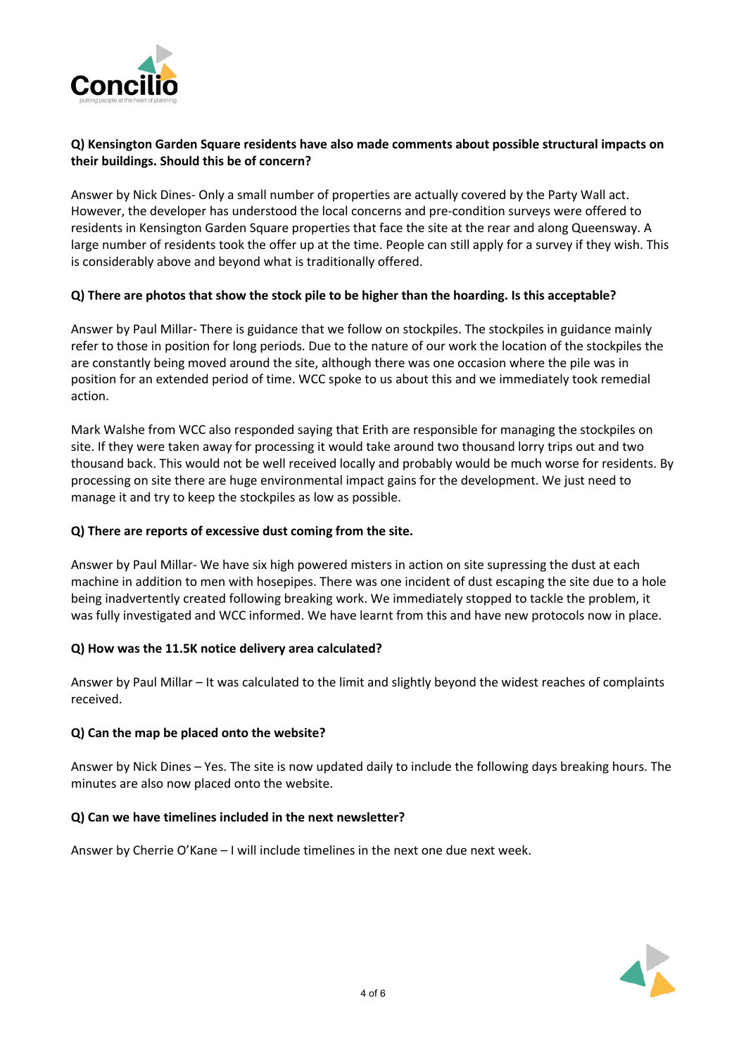**Q) Kensington Garden Square residents have also made comments about possible structural impacts on their buildings. Should this be of concern?**

Answer by Nick Dines- Only a small number of properties are actually covered by the Party Wall act. However, the developer has understood the local concerns and pre-condition surveys were offered to residents in Kensington Garden Square properties that face the site at the rear and along Queensway. A large number of residents took the offer up at the time. People can still apply for a survey if they wish. This is considerably above and beyond what is traditionally offered.

**Q) There are photos that show the stock pile to be higher than the hoarding. Is this acceptable?**

Answer by Paul Millar- There is guidance that we follow on stockpiles. The stockpiles in guidance mainly refer to those in position for long periods. Due to the nature of our work the location of the stockpiles the are constantly being moved around the site, although there was one occasion where the pile was in position for an extended period of time. WCC spoke to us about this and we immediately took remedial action.

Mark Walshe from WCC also responded saying that Erith are responsible for managing the stockpiles on site. If they were taken away for processing it would take around two thousand lorry trips out and two thousand back. This would not be well received locally and probably would be much worse for residents. By processing on site there are huge environmental impact gains for the development. We just need to manage it and try to keep the stockpiles as low as possible.

**Q) There are reports of excessive dust coming from the site.**

Answer by Paul Millar- We have six high powered misters in action on site supressing the dust at each machine in addition to men with hosepipes. There was one incident of dust escaping the site due to a hole being inadvertently created following breaking work. We immediately stopped to tackle the problem, it was fully investigated and WCC informed. We have learnt from this and have new protocols now in place.

**Q) How was the 11.5K notice delivery area calculated?**

Answer by Paul Millar – It was calculated to the limit and slightly beyond the widest reaches of complaints received.

**Q) Can the map be placed onto the website?**

Answer by Nick Dines – Yes. The site is now updated daily to include the following days breaking hours. The minutes are also now placed onto the website.

**Q) Can we have timelines included in the next newsletter?**

Answer by Cherrie O'Kane – I will include timelines in the next one due next week.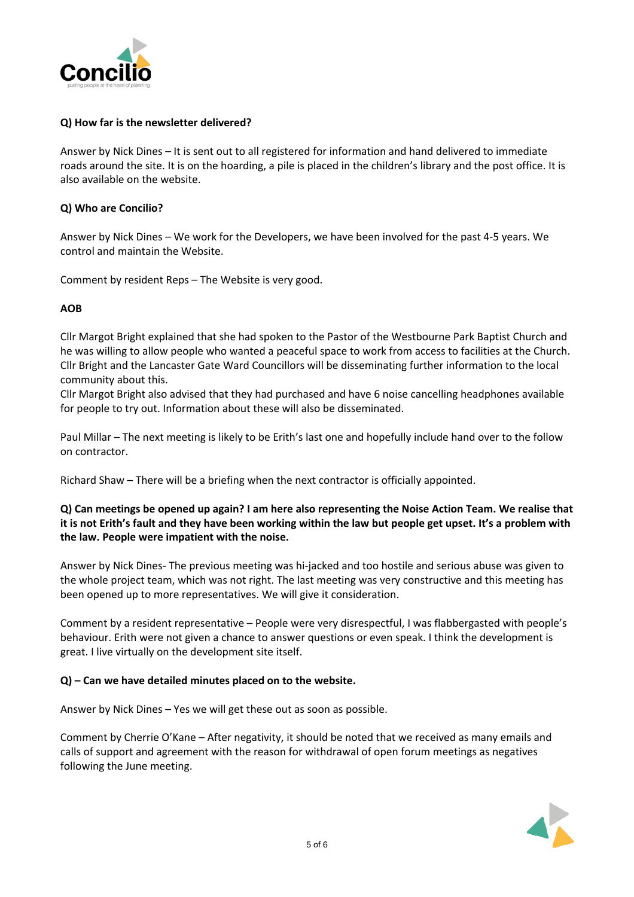**Q) How far is the newsletter delivered?**

Answer by Nick Dines – It is sent out to all registered for information and hand delivered to immediate roads around the site. It is on the hoarding, a pile is placed in the children's library and the post office. It is also available on the website.

**Q) Who are Concilio?**

Answer by Nick Dines – We work for the Developers, we have been involved for the past 4-5 years. We control and maintain the Website.

Comment by resident Reps – The Website is very good.

**AOB**

Cllr Margot Bright explained that she had spoken to the Pastor of the Westbourne Park Baptist Church and he was willing to allow people who wanted a peaceful space to work from access to facilities at the Church. Cllr Bright and the Lancaster Gate Ward Councillors will be disseminating further information to the local community about this.
Cllr Margot Bright also advised that they had purchased and have 6 noise cancelling headphones available for people to try out. Information about these will also be disseminated.

Paul Millar – The next meeting is likely to be Erith's last one and hopefully include hand over to the follow on contractor.

Richard Shaw – There will be a briefing when the next contractor is officially appointed.

**Q) Can meetings be opened up again? I am here also representing the Noise Action Team. We realise that it is not Erith's fault and they have been working within the law but people get upset. It's a problem with the law. People were impatient with the noise.**

Answer by Nick Dines- The previous meeting was hi-jacked and too hostile and serious abuse was given to the whole project team, which was not right. The last meeting was very constructive and this meeting has been opened up to more representatives. We will give it consideration.

Comment by a resident representative – People were very disrespectful, I was flabbergasted with people's behaviour. Erith were not given a chance to answer questions or even speak. I think the development is great. I live virtually on the development site itself.

**Q) – Can we have detailed minutes placed on to the website.**

Answer by Nick Dines – Yes we will get these out as soon as possible.

Comment by Cherrie O'Kane – After negativity, it should be noted that we received as many emails and calls of support and agreement with the reason for withdrawal of open forum meetings as negatives following the June meeting.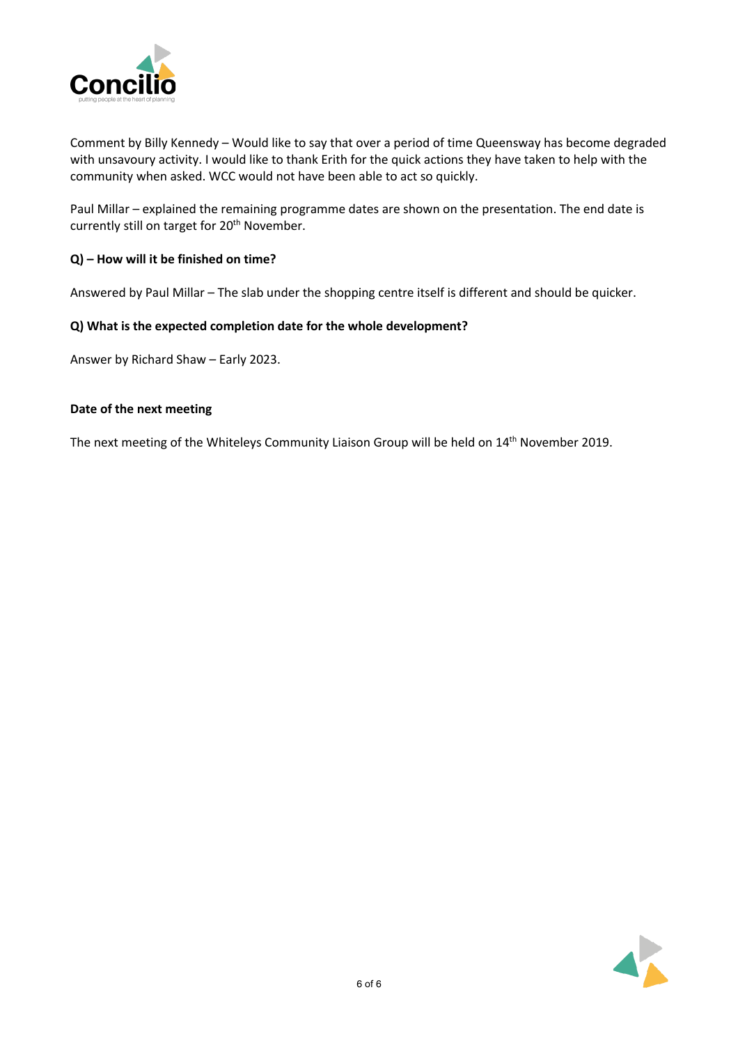Comment by Billy Kennedy – Would like to say that over a period of time Queensway has become degraded with unsavoury activity. I would like to thank Erith for the quick actions they have taken to help with the community when asked. WCC would not have been able to act so quickly.

Paul Millar – explained the remaining programme dates are shown on the presentation. The end date is currently still on target for 20th November.

**Q) – How will it be finished on time?**

Answered by Paul Millar – The slab under the shopping centre itself is different and should be quicker.

**Q) What is the expected completion date for the whole development?**

Answer by Richard Shaw – Early 2023.

**Date of the next meeting**

The next meeting of the Whiteleys Community Liaison Group will be held on 14th November 2019.